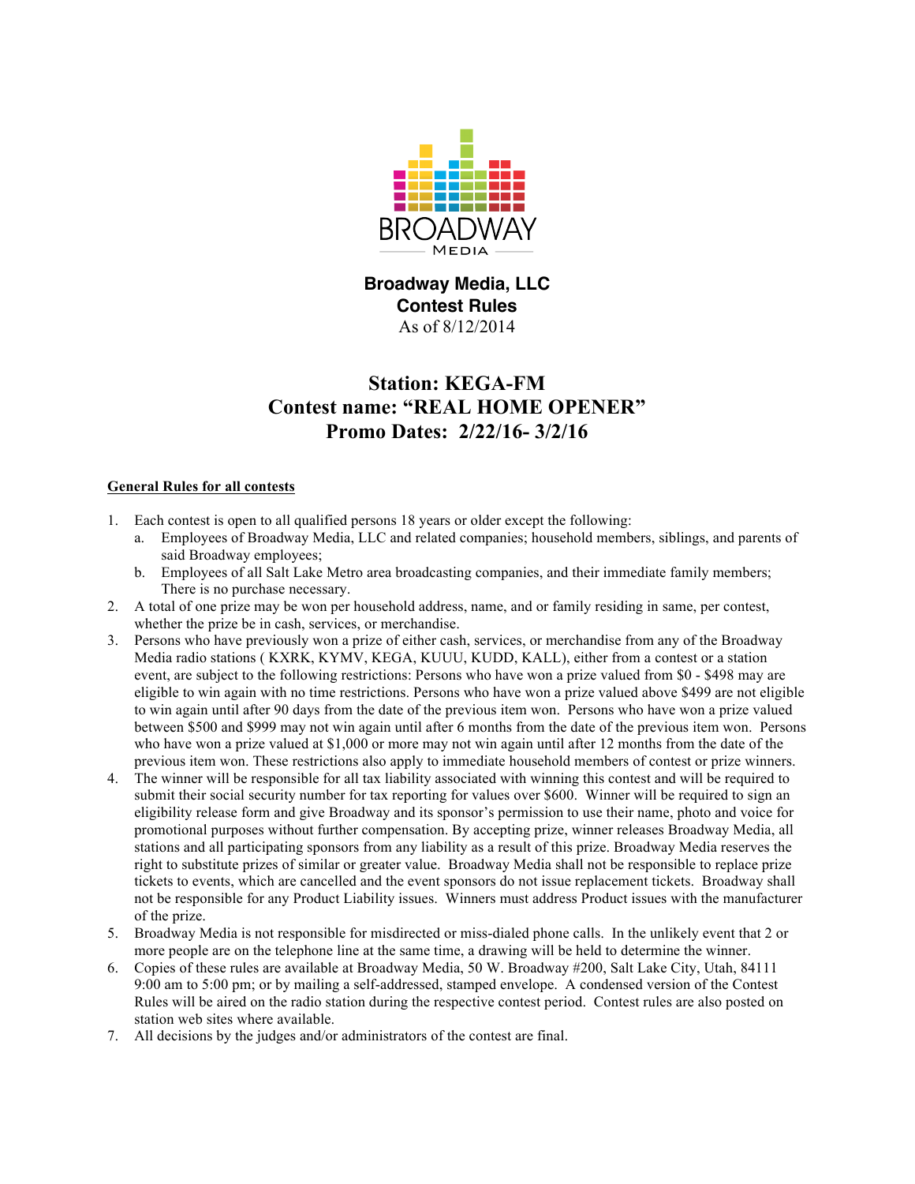BROADWAY MEDIA

**Broadway Media, LLC**
**Contest Rules**
As of 8/12/2014

# Station: KEGA-FM
# Contest name: "REAL HOME OPENER"
# Promo Dates: 2/22/16- 3/2/16

**General Rules for all contests**

1. Each contest is open to all qualified persons 18 years or older except the following:
   a. Employees of Broadway Media, LLC and related companies; household members, siblings, and parents of said Broadway employees;
   b. Employees of all Salt Lake Metro area broadcasting companies, and their immediate family members; There is no purchase necessary.
2. A total of one prize may be won per household address, name, and or family residing in same, per contest, whether the prize be in cash, services, or merchandise.
3. Persons who have previously won a prize of either cash, services, or merchandise from any of the Broadway Media radio stations ( KXRK, KYMV, KEGA, KUUU, KUDD, KALL), either from a contest or a station event, are subject to the following restrictions: Persons who have won a prize valued from $0 - $498 may are eligible to win again with no time restrictions. Persons who have won a prize valued above $499 are not eligible to win again until after 90 days from the date of the previous item won. Persons who have won a prize valued between $500 and $999 may not win again until after 6 months from the date of the previous item won. Persons who have won a prize valued at $1,000 or more may not win again until after 12 months from the date of the previous item won. These restrictions also apply to immediate household members of contest or prize winners.
4. The winner will be responsible for all tax liability associated with winning this contest and will be required to submit their social security number for tax reporting for values over $600. Winner will be required to sign an eligibility release form and give Broadway and its sponsor's permission to use their name, photo and voice for promotional purposes without further compensation. By accepting prize, winner releases Broadway Media, all stations and all participating sponsors from any liability as a result of this prize. Broadway Media reserves the right to substitute prizes of similar or greater value. Broadway Media shall not be responsible to replace prize tickets to events, which are cancelled and the event sponsors do not issue replacement tickets. Broadway shall not be responsible for any Product Liability issues. Winners must address Product issues with the manufacturer of the prize.
5. Broadway Media is not responsible for misdirected or miss-dialed phone calls. In the unlikely event that 2 or more people are on the telephone line at the same time, a drawing will be held to determine the winner.
6. Copies of these rules are available at Broadway Media, 50 W. Broadway #200, Salt Lake City, Utah, 84111 9:00 am to 5:00 pm; or by mailing a self-addressed, stamped envelope. A condensed version of the Contest Rules will be aired on the radio station during the respective contest period. Contest rules are also posted on station web sites where available.
7. All decisions by the judges and/or administrators of the contest are final.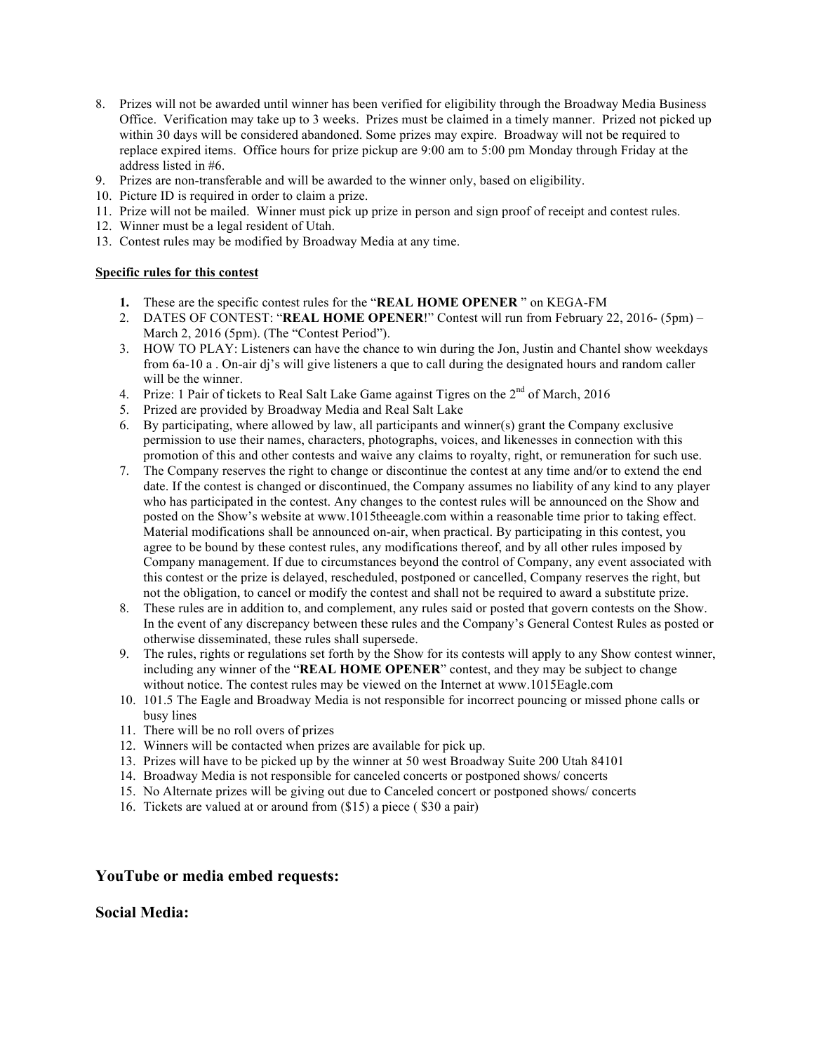8. Prizes will not be awarded until winner has been verified for eligibility through the Broadway Media Business Office. Verification may take up to 3 weeks. Prizes must be claimed in a timely manner. Prized not picked up within 30 days will be considered abandoned. Some prizes may expire. Broadway will not be required to replace expired items. Office hours for prize pickup are 9:00 am to 5:00 pm Monday through Friday at the address listed in #6.
9. Prizes are non-transferable and will be awarded to the winner only, based on eligibility.
10. Picture ID is required in order to claim a prize.
11. Prize will not be mailed. Winner must pick up prize in person and sign proof of receipt and contest rules.
12. Winner must be a legal resident of Utah.
13. Contest rules may be modified by Broadway Media at any time.

**Specific rules for this contest**

1. These are the specific contest rules for the "**REAL HOME OPENER** " on KEGA-FM
2. DATES OF CONTEST: "**REAL HOME OPENER**!" Contest will run from February 22, 2016- (5pm) – March 2, 2016 (5pm). (The "Contest Period").
3. HOW TO PLAY: Listeners can have the chance to win during the Jon, Justin and Chantel show weekdays from 6a-10 a . On-air dj's will give listeners a que to call during the designated hours and random caller will be the winner.
4. Prize: 1 Pair of tickets to Real Salt Lake Game against Tigres on the 2nd of March, 2016
5. Prized are provided by Broadway Media and Real Salt Lake
6. By participating, where allowed by law, all participants and winner(s) grant the Company exclusive permission to use their names, characters, photographs, voices, and likenesses in connection with this promotion of this and other contests and waive any claims to royalty, right, or remuneration for such use.
7. The Company reserves the right to change or discontinue the contest at any time and/or to extend the end date. If the contest is changed or discontinued, the Company assumes no liability of any kind to any player who has participated in the contest. Any changes to the contest rules will be announced on the Show and posted on the Show's website at www.1015theeagle.com within a reasonable time prior to taking effect. Material modifications shall be announced on-air, when practical. By participating in this contest, you agree to be bound by these contest rules, any modifications thereof, and by all other rules imposed by Company management. If due to circumstances beyond the control of Company, any event associated with this contest or the prize is delayed, rescheduled, postponed or cancelled, Company reserves the right, but not the obligation, to cancel or modify the contest and shall not be required to award a substitute prize.
8. These rules are in addition to, and complement, any rules said or posted that govern contests on the Show. In the event of any discrepancy between these rules and the Company's General Contest Rules as posted or otherwise disseminated, these rules shall supersede.
9. The rules, rights or regulations set forth by the Show for its contests will apply to any Show contest winner, including any winner of the "**REAL HOME OPENER**" contest, and they may be subject to change without notice. The contest rules may be viewed on the Internet at www.1015Eagle.com
10. 101.5 The Eagle and Broadway Media is not responsible for incorrect pouncing or missed phone calls or busy lines
11. There will be no roll overs of prizes
12. Winners will be contacted when prizes are available for pick up.
13. Prizes will have to be picked up by the winner at 50 west Broadway Suite 200 Utah 84101
14. Broadway Media is not responsible for canceled concerts or postponed shows/ concerts
15. No Alternate prizes will be giving out due to Canceled concert or postponed shows/ concerts
16. Tickets are valued at or around from ($15) a piece ( $30 a pair)

### YouTube or media embed requests:

### Social Media: